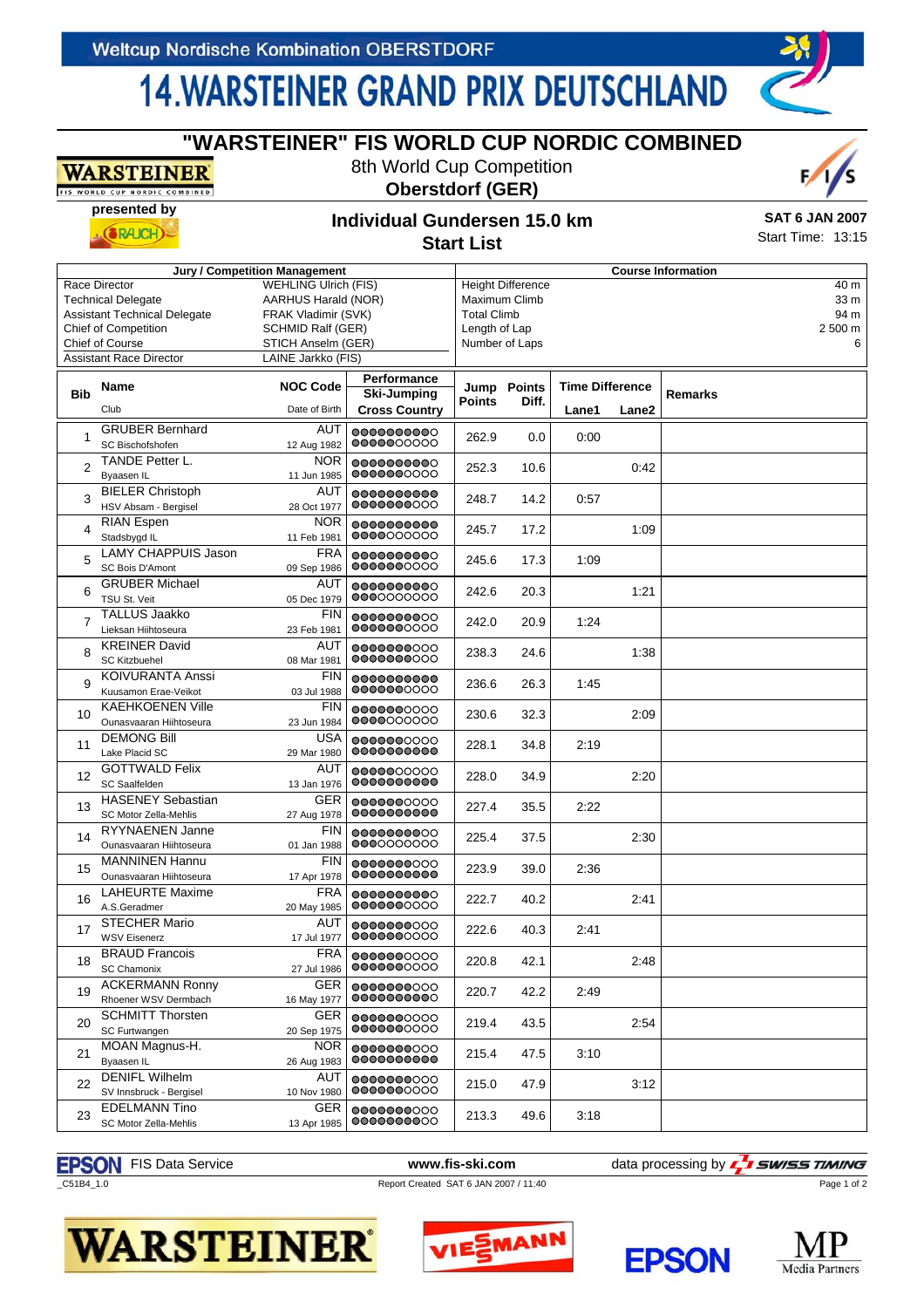Weltcup Nordische Kombination OBERSTDORF

# 14.WARSTEINER GRAND PRIX DEUTSCHLAND

## "WARSTEINER" FIS WORLD CUP NORDIC COMBINED

8th World Cup Competition

**Oberstdorf (GER)**

presented by RAUCH

### Individual Gundersen 15.0 km
### Start List

**SAT 6 JAN 2007**

Start Time: 13:15

| Jury / Competition Management | |
|---|---|
| Race Director | WEHLING Ulrich (FIS) |
| Technical Delegate | AARHUS Harald (NOR) |
| Assistant Technical Delegate | FRAK Vladimir (SVK) |
| Chief of Competition | SCHMID Ralf (GER) |
| Chief of Course | STICH Anselm (GER) |
| Assistant Race Director | LAINE Jarkko (FIS) |

| Course Information | |
|---|---|
| Height Difference | 40 m |
| Maximum Climb | 33 m |
| Total Climb | 94 m |
| Length of Lap | 2 500 m |
| Number of Laps | 6 |

| Bib | Name / Club | NOC Code / Date of Birth | Performance Ski-Jumping / Cross Country | Jump Points | Points Diff. | Time Difference Lane1 | Time Difference Lane2 | Remarks |
|---|---|---|---|---|---|---|---|---|
| 1 | GRUBER Bernhard<br>SC Bischofshofen | AUT<br>12 Aug 1982 | | 262.9 | 0.0 | 0:00 | | |
| 2 | TANDE Petter L.<br>Byaasen IL | NOR<br>11 Jun 1985 | | 252.3 | 10.6 | | 0:42 | |
| 3 | BIELER Christoph<br>HSV Absam - Bergisel | AUT<br>28 Oct 1977 | | 248.7 | 14.2 | 0:57 | | |
| 4 | RIAN Espen<br>Stadsbygd IL | NOR<br>11 Feb 1981 | | 245.7 | 17.2 | | 1:09 | |
| 5 | LAMY CHAPPUIS Jason<br>SC Bois D'Amont | FRA<br>09 Sep 1986 | | 245.6 | 17.3 | 1:09 | | |
| 6 | GRUBER Michael<br>TSU St. Veit | AUT<br>05 Dec 1979 | | 242.6 | 20.3 | | 1:21 | |
| 7 | TALLUS Jaakko<br>Lieksan Hiihtoseura | FIN<br>23 Feb 1981 | | 242.0 | 20.9 | 1:24 | | |
| 8 | KREINER David<br>SC Kitzbuehel | AUT<br>08 Mar 1981 | | 238.3 | 24.6 | | 1:38 | |
| 9 | KOIVURANTA Anssi<br>Kuusamon Erae-Veikot | FIN<br>03 Jul 1988 | | 236.6 | 26.3 | 1:45 | | |
| 10 | KAEHKOENEN Ville<br>Ounasvaaran Hiihtoseura | FIN<br>23 Jun 1984 | | 230.6 | 32.3 | | 2:09 | |
| 11 | DEMONG Bill<br>Lake Placid SC | USA<br>29 Mar 1980 | | 228.1 | 34.8 | 2:19 | | |
| 12 | GOTTWALD Felix<br>SC Saalfelden | AUT<br>13 Jan 1976 | | 228.0 | 34.9 | | 2:20 | |
| 13 | HASENEY Sebastian<br>SC Motor Zella-Mehlis | GER<br>27 Aug 1978 | | 227.4 | 35.5 | 2:22 | | |
| 14 | RYYNAENEN Janne<br>Ounasvaaran Hiihtoseura | FIN<br>01 Jan 1988 | | 225.4 | 37.5 | | 2:30 | |
| 15 | MANNINEN Hannu<br>Ounasvaaran Hiihtoseura | FIN<br>17 Apr 1978 | | 223.9 | 39.0 | 2:36 | | |
| 16 | LAHEURTE Maxime<br>A.S.Geradmer | FRA<br>20 May 1985 | | 222.7 | 40.2 | | 2:41 | |
| 17 | STECHER Mario<br>WSV Eisenerz | AUT<br>17 Jul 1977 | | 222.6 | 40.3 | 2:41 | | |
| 18 | BRAUD Francois<br>SC Chamonix | FRA<br>27 Jul 1986 | | 220.8 | 42.1 | | 2:48 | |
| 19 | ACKERMANN Ronny<br>Rhoener WSV Dermbach | GER<br>16 May 1977 | | 220.7 | 42.2 | 2:49 | | |
| 20 | SCHMITT Thorsten<br>SC Furtwangen | GER<br>20 Sep 1975 | | 219.4 | 43.5 | | 2:54 | |
| 21 | MOAN Magnus-H.<br>Byaasen IL | NOR<br>26 Aug 1983 | | 215.4 | 47.5 | 3:10 | | |
| 22 | DENIFL Wilhelm<br>SV Innsbruck - Bergisel | AUT<br>10 Nov 1980 | | 215.0 | 47.9 | | 3:12 | |
| 23 | EDELMANN Tino<br>SC Motor Zella-Mehlis | GER<br>13 Apr 1985 | | 213.3 | 49.6 | 3:18 | | |

EPSON FIS Data Service www.fis-ski.com data processing by SWISS TIMING

_C51B4_1.0 Report Created SAT 6 JAN 2007 / 11:40

WARSTEINER VIESSMANN EPSON MP Media Partners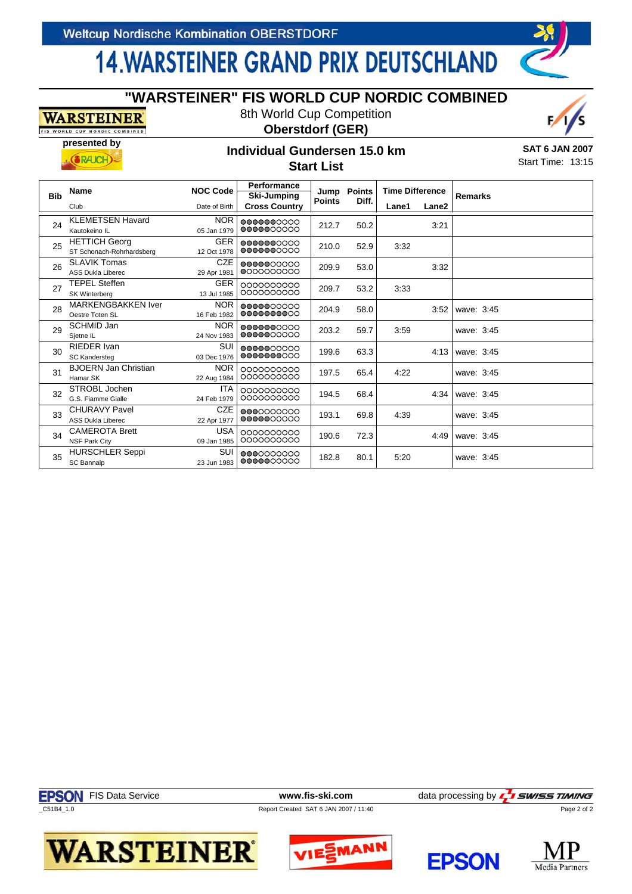Weltcup Nordische Kombination OBERSTDORF

# 14.WARSTEINER GRAND PRIX DEUTSCHLAND

## "WARSTEINER" FIS WORLD CUP NORDIC COMBINED

8th World Cup Competition

**Oberstdorf (GER)**

presented by

## Individual Gundersen 15.0 km

## Start List

**SAT 6 JAN 2007**

Start Time: 13:15

| Bib | Name / Club | NOC Code / Date of Birth | Performance Ski-Jumping / Cross Country | Jump Points | Points Diff. | Time Difference Lane1 | Time Difference Lane2 | Remarks |
|---|---|---|---|---|---|---|---|---|
| 24 | KLEMETSEN Havard<br>Kautokeino IL | NOR<br>05 Jan 1979 | | 212.7 | 50.2 | | 3:21 | |
| 25 | HETTICH Georg<br>ST Schonach-Rohrhardsberg | GER<br>12 Oct 1978 | | 210.0 | 52.9 | 3:32 | | |
| 26 | SLAVIK Tomas<br>ASS Dukla Liberec | CZE<br>29 Apr 1981 | | 209.9 | 53.0 | | 3:32 | |
| 27 | TEPEL Steffen<br>SK Winterberg | GER<br>13 Jul 1985 | | 209.7 | 53.2 | 3:33 | | |
| 28 | MARKENGBAKKEN Iver<br>Oestre Toten SL | NOR<br>16 Feb 1982 | | 204.9 | 58.0 | | 3:52 | wave: 3:45 |
| 29 | SCHMID Jan<br>Sjetne IL | NOR<br>24 Nov 1983 | | 203.2 | 59.7 | 3:59 | | wave: 3:45 |
| 30 | RIEDER Ivan<br>SC Kandersteg | SUI<br>03 Dec 1976 | | 199.6 | 63.3 | | 4:13 | wave: 3:45 |
| 31 | BJOERN Jan Christian<br>Hamar SK | NOR<br>22 Aug 1984 | | 197.5 | 65.4 | 4:22 | | wave: 3:45 |
| 32 | STROBL Jochen<br>G.S. Fiamme Gialle | ITA<br>24 Feb 1979 | | 194.5 | 68.4 | | 4:34 | wave: 3:45 |
| 33 | CHURAVY Pavel<br>ASS Dukla Liberec | CZE<br>22 Apr 1977 | | 193.1 | 69.8 | 4:39 | | wave: 3:45 |
| 34 | CAMEROTA Brett<br>NSF Park City | USA<br>09 Jan 1985 | | 190.6 | 72.3 | | 4:49 | wave: 3:45 |
| 35 | HURSCHLER Seppi<br>SC Bannalp | SUI<br>23 Jun 1983 | | 182.8 | 80.1 | 5:20 | | wave: 3:45 |

EPSON FIS Data Service | www.fis-ski.com | data processing by SWISS TIMING

_C51B4_1.0 | Report Created SAT 6 JAN 2007 / 11:40